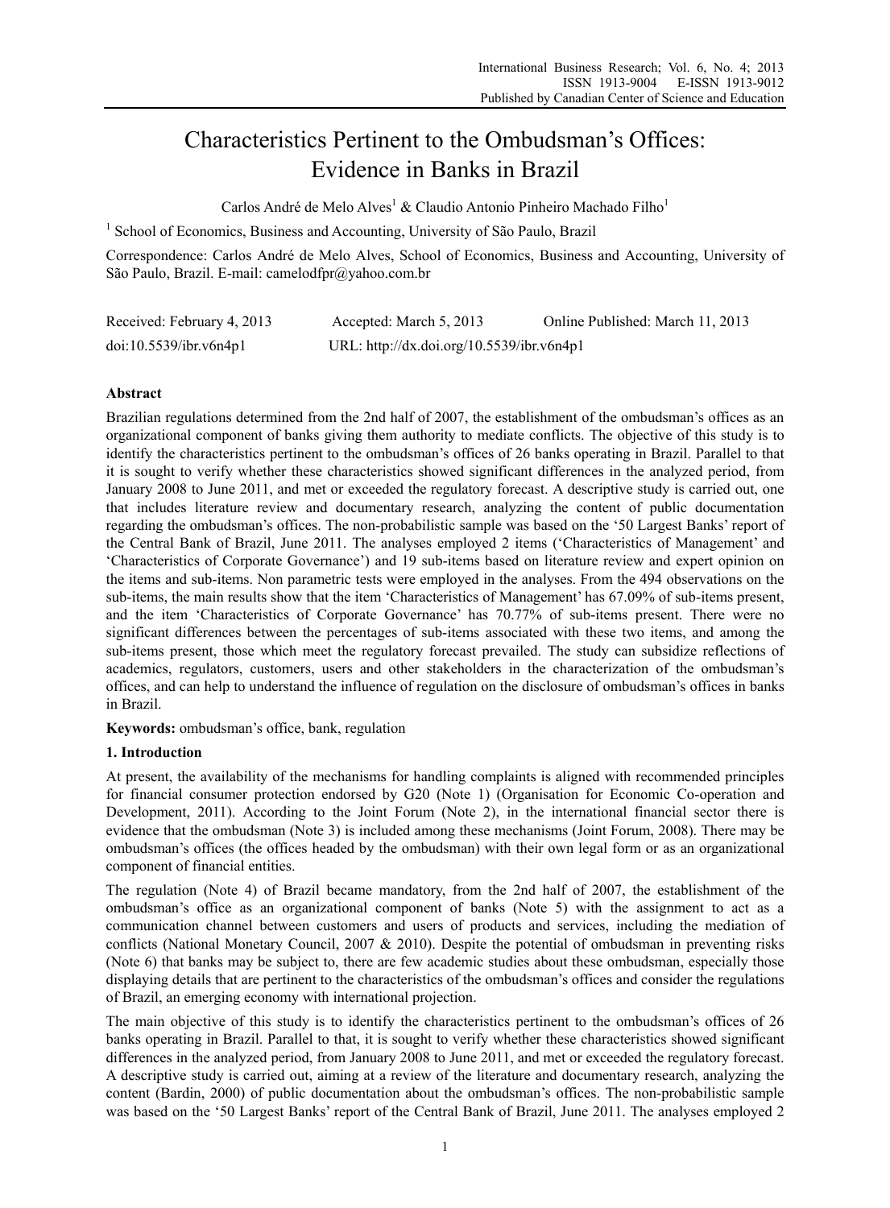# Characteristics Pertinent to the Ombudsman's Offices: Evidence in Banks in Brazil

Carlos André de Melo Alves[1] & Claudio Antonio Pinheiro Machado Filho[1]

[1] School of Economics, Business and Accounting, University of São Paulo, Brazil

Correspondence: Carlos André de Melo Alves, School of Economics, Business and Accounting, University of São Paulo, Brazil. E-mail: camelodfpr@yahoo.com.br

Received: February 4, 2013 Accepted: March 5, 2013 Online Published: March 11, 2013

doi:10.5539/ibr.v6n4p1 URL: http://dx.doi.org/10.5539/ibr.v6n4p1

## Abstract

Brazilian regulations determined from the 2nd half of 2007, the establishment of the ombudsman's offices as an organizational component of banks giving them authority to mediate conflicts. The objective of this study is to identify the characteristics pertinent to the ombudsman's offices of 26 banks operating in Brazil. Parallel to that it is sought to verify whether these characteristics showed significant differences in the analyzed period, from January 2008 to June 2011, and met or exceeded the regulatory forecast. A descriptive study is carried out, one that includes literature review and documentary research, analyzing the content of public documentation regarding the ombudsman's offices. The non-probabilistic sample was based on the '50 Largest Banks' report of the Central Bank of Brazil, June 2011. The analyses employed 2 items ('Characteristics of Management' and 'Characteristics of Corporate Governance') and 19 sub-items based on literature review and expert opinion on the items and sub-items. Non parametric tests were employed in the analyses. From the 494 observations on the sub-items, the main results show that the item 'Characteristics of Management' has 67.09% of sub-items present, and the item 'Characteristics of Corporate Governance' has 70.77% of sub-items present. There were no significant differences between the percentages of sub-items associated with these two items, and among the sub-items present, those which meet the regulatory forecast prevailed. The study can subsidize reflections of academics, regulators, customers, users and other stakeholders in the characterization of the ombudsman's offices, and can help to understand the influence of regulation on the disclosure of ombudsman's offices in banks in Brazil.

**Keywords:** ombudsman's office, bank, regulation

## 1. Introduction

At present, the availability of the mechanisms for handling complaints is aligned with recommended principles for financial consumer protection endorsed by G20 (Note 1) (Organisation for Economic Co-operation and Development, 2011). According to the Joint Forum (Note 2), in the international financial sector there is evidence that the ombudsman (Note 3) is included among these mechanisms (Joint Forum, 2008). There may be ombudsman's offices (the offices headed by the ombudsman) with their own legal form or as an organizational component of financial entities.

The regulation (Note 4) of Brazil became mandatory, from the 2nd half of 2007, the establishment of the ombudsman's office as an organizational component of banks (Note 5) with the assignment to act as a communication channel between customers and users of products and services, including the mediation of conflicts (National Monetary Council, 2007 & 2010). Despite the potential of ombudsman in preventing risks (Note 6) that banks may be subject to, there are few academic studies about these ombudsman, especially those displaying details that are pertinent to the characteristics of the ombudsman's offices and consider the regulations of Brazil, an emerging economy with international projection.

The main objective of this study is to identify the characteristics pertinent to the ombudsman's offices of 26 banks operating in Brazil. Parallel to that, it is sought to verify whether these characteristics showed significant differences in the analyzed period, from January 2008 to June 2011, and met or exceeded the regulatory forecast. A descriptive study is carried out, aiming at a review of the literature and documentary research, analyzing the content (Bardin, 2000) of public documentation about the ombudsman's offices. The non-probabilistic sample was based on the '50 Largest Banks' report of the Central Bank of Brazil, June 2011. The analyses employed 2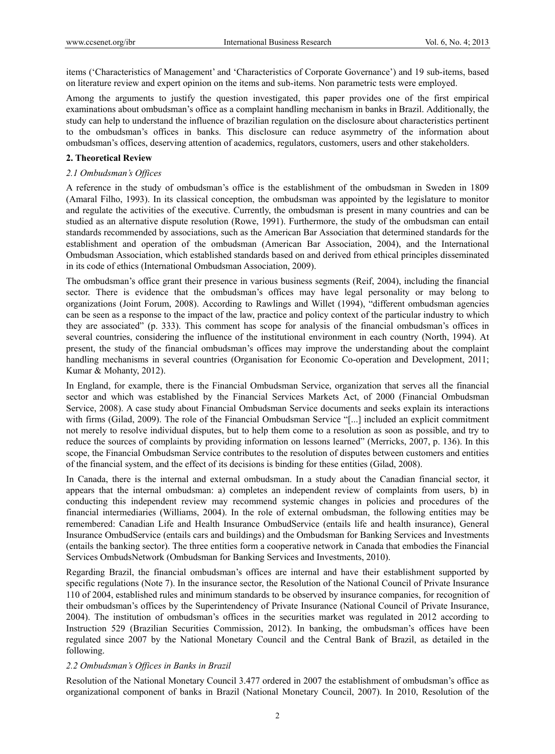items ('Characteristics of Management' and 'Characteristics of Corporate Governance') and 19 sub-items, based on literature review and expert opinion on the items and sub-items. Non parametric tests were employed.

Among the arguments to justify the question investigated, this paper provides one of the first empirical examinations about ombudsman's office as a complaint handling mechanism in banks in Brazil. Additionally, the study can help to understand the influence of brazilian regulation on the disclosure about characteristics pertinent to the ombudsman's offices in banks. This disclosure can reduce asymmetry of the information about ombudsman's offices, deserving attention of academics, regulators, customers, users and other stakeholders.

## 2. Theoretical Review

### *2.1 Ombudsman's Offices*

A reference in the study of ombudsman's office is the establishment of the ombudsman in Sweden in 1809 (Amaral Filho, 1993). In its classical conception, the ombudsman was appointed by the legislature to monitor and regulate the activities of the executive. Currently, the ombudsman is present in many countries and can be studied as an alternative dispute resolution (Rowe, 1991). Furthermore, the study of the ombudsman can entail standards recommended by associations, such as the American Bar Association that determined standards for the establishment and operation of the ombudsman (American Bar Association, 2004), and the International Ombudsman Association, which established standards based on and derived from ethical principles disseminated in its code of ethics (International Ombudsman Association, 2009).

The ombudsman's office grant their presence in various business segments (Reif, 2004), including the financial sector. There is evidence that the ombudsman's offices may have legal personality or may belong to organizations (Joint Forum, 2008). According to Rawlings and Willet (1994), "different ombudsman agencies can be seen as a response to the impact of the law, practice and policy context of the particular industry to which they are associated" (p. 333). This comment has scope for analysis of the financial ombudsman's offices in several countries, considering the influence of the institutional environment in each country (North, 1994). At present, the study of the financial ombudsman's offices may improve the understanding about the complaint handling mechanisms in several countries (Organisation for Economic Co-operation and Development, 2011; Kumar & Mohanty, 2012).

In England, for example, there is the Financial Ombudsman Service, organization that serves all the financial sector and which was established by the Financial Services Markets Act, of 2000 (Financial Ombudsman Service, 2008). A case study about Financial Ombudsman Service documents and seeks explain its interactions with firms (Gilad, 2009). The role of the Financial Ombudsman Service "[...] included an explicit commitment not merely to resolve individual disputes, but to help them come to a resolution as soon as possible, and try to reduce the sources of complaints by providing information on lessons learned" (Merricks, 2007, p. 136). In this scope, the Financial Ombudsman Service contributes to the resolution of disputes between customers and entities of the financial system, and the effect of its decisions is binding for these entities (Gilad, 2008).

In Canada, there is the internal and external ombudsman. In a study about the Canadian financial sector, it appears that the internal ombudsman: a) completes an independent review of complaints from users, b) in conducting this independent review may recommend systemic changes in policies and procedures of the financial intermediaries (Williams, 2004). In the role of external ombudsman, the following entities may be remembered: Canadian Life and Health Insurance OmbudService (entails life and health insurance), General Insurance OmbudService (entails cars and buildings) and the Ombudsman for Banking Services and Investments (entails the banking sector). The three entities form a cooperative network in Canada that embodies the Financial Services OmbudsNetwork (Ombudsman for Banking Services and Investments, 2010).

Regarding Brazil, the financial ombudsman's offices are internal and have their establishment supported by specific regulations (Note 7). In the insurance sector, the Resolution of the National Council of Private Insurance 110 of 2004, established rules and minimum standards to be observed by insurance companies, for recognition of their ombudsman's offices by the Superintendency of Private Insurance (National Council of Private Insurance, 2004). The institution of ombudsman's offices in the securities market was regulated in 2012 according to Instruction 529 (Brazilian Securities Commission, 2012). In banking, the ombudsman's offices have been regulated since 2007 by the National Monetary Council and the Central Bank of Brazil, as detailed in the following.

### *2.2 Ombudsman's Offices in Banks in Brazil*

Resolution of the National Monetary Council 3.477 ordered in 2007 the establishment of ombudsman's office as organizational component of banks in Brazil (National Monetary Council, 2007). In 2010, Resolution of the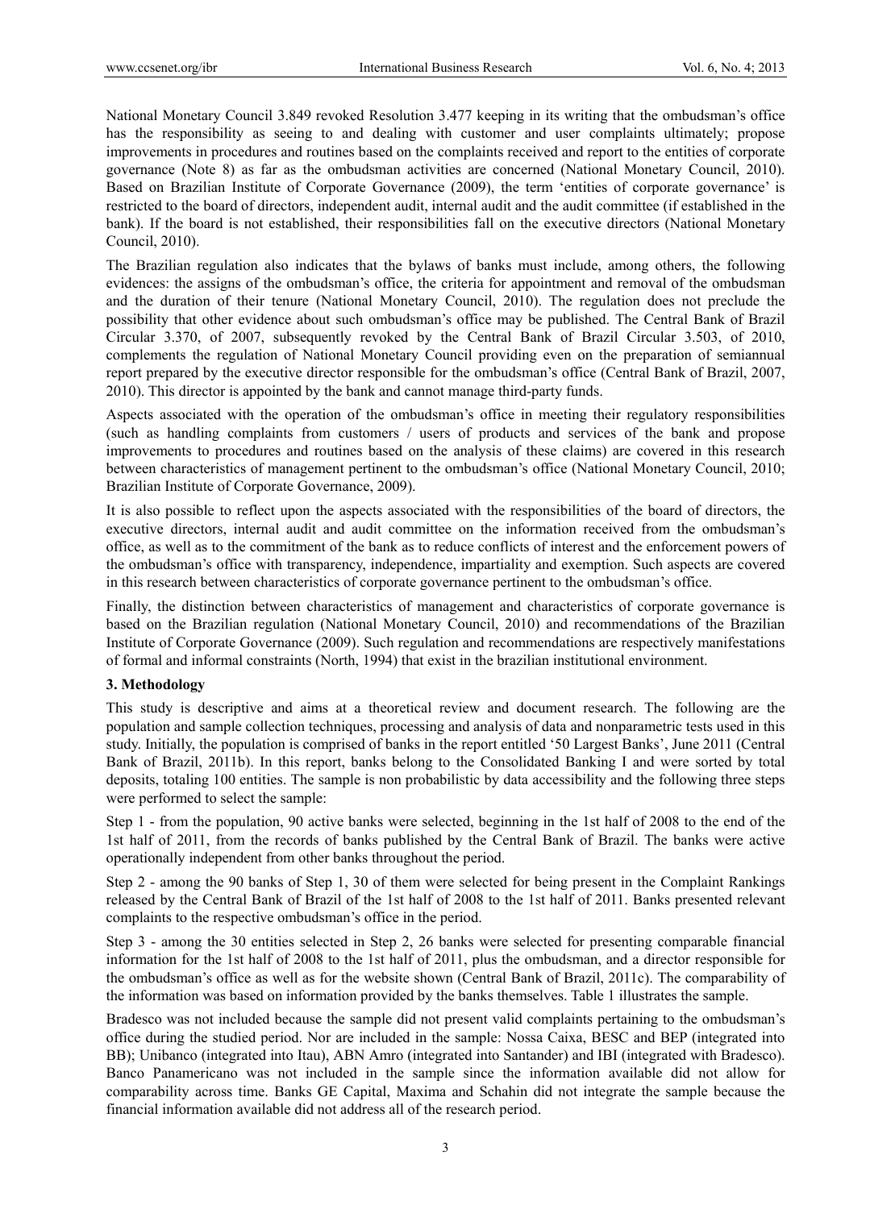National Monetary Council 3.849 revoked Resolution 3.477 keeping in its writing that the ombudsman's office has the responsibility as seeing to and dealing with customer and user complaints ultimately; propose improvements in procedures and routines based on the complaints received and report to the entities of corporate governance (Note 8) as far as the ombudsman activities are concerned (National Monetary Council, 2010). Based on Brazilian Institute of Corporate Governance (2009), the term 'entities of corporate governance' is restricted to the board of directors, independent audit, internal audit and the audit committee (if established in the bank). If the board is not established, their responsibilities fall on the executive directors (National Monetary Council, 2010).

The Brazilian regulation also indicates that the bylaws of banks must include, among others, the following evidences: the assigns of the ombudsman's office, the criteria for appointment and removal of the ombudsman and the duration of their tenure (National Monetary Council, 2010). The regulation does not preclude the possibility that other evidence about such ombudsman's office may be published. The Central Bank of Brazil Circular 3.370, of 2007, subsequently revoked by the Central Bank of Brazil Circular 3.503, of 2010, complements the regulation of National Monetary Council providing even on the preparation of semiannual report prepared by the executive director responsible for the ombudsman's office (Central Bank of Brazil, 2007, 2010). This director is appointed by the bank and cannot manage third-party funds.

Aspects associated with the operation of the ombudsman's office in meeting their regulatory responsibilities (such as handling complaints from customers / users of products and services of the bank and propose improvements to procedures and routines based on the analysis of these claims) are covered in this research between characteristics of management pertinent to the ombudsman's office (National Monetary Council, 2010; Brazilian Institute of Corporate Governance, 2009).

It is also possible to reflect upon the aspects associated with the responsibilities of the board of directors, the executive directors, internal audit and audit committee on the information received from the ombudsman's office, as well as to the commitment of the bank as to reduce conflicts of interest and the enforcement powers of the ombudsman's office with transparency, independence, impartiality and exemption. Such aspects are covered in this research between characteristics of corporate governance pertinent to the ombudsman's office.

Finally, the distinction between characteristics of management and characteristics of corporate governance is based on the Brazilian regulation (National Monetary Council, 2010) and recommendations of the Brazilian Institute of Corporate Governance (2009). Such regulation and recommendations are respectively manifestations of formal and informal constraints (North, 1994) that exist in the brazilian institutional environment.

## 3. Methodology

This study is descriptive and aims at a theoretical review and document research. The following are the population and sample collection techniques, processing and analysis of data and nonparametric tests used in this study. Initially, the population is comprised of banks in the report entitled '50 Largest Banks', June 2011 (Central Bank of Brazil, 2011b). In this report, banks belong to the Consolidated Banking I and were sorted by total deposits, totaling 100 entities. The sample is non probabilistic by data accessibility and the following three steps were performed to select the sample:

Step 1 - from the population, 90 active banks were selected, beginning in the 1st half of 2008 to the end of the 1st half of 2011, from the records of banks published by the Central Bank of Brazil. The banks were active operationally independent from other banks throughout the period.

Step 2 - among the 90 banks of Step 1, 30 of them were selected for being present in the Complaint Rankings released by the Central Bank of Brazil of the 1st half of 2008 to the 1st half of 2011. Banks presented relevant complaints to the respective ombudsman's office in the period.

Step 3 - among the 30 entities selected in Step 2, 26 banks were selected for presenting comparable financial information for the 1st half of 2008 to the 1st half of 2011, plus the ombudsman, and a director responsible for the ombudsman's office as well as for the website shown (Central Bank of Brazil, 2011c). The comparability of the information was based on information provided by the banks themselves. Table 1 illustrates the sample.

Bradesco was not included because the sample did not present valid complaints pertaining to the ombudsman's office during the studied period. Nor are included in the sample: Nossa Caixa, BESC and BEP (integrated into BB); Unibanco (integrated into Itau), ABN Amro (integrated into Santander) and IBI (integrated with Bradesco). Banco Panamericano was not included in the sample since the information available did not allow for comparability across time. Banks GE Capital, Maxima and Schahin did not integrate the sample because the financial information available did not address all of the research period.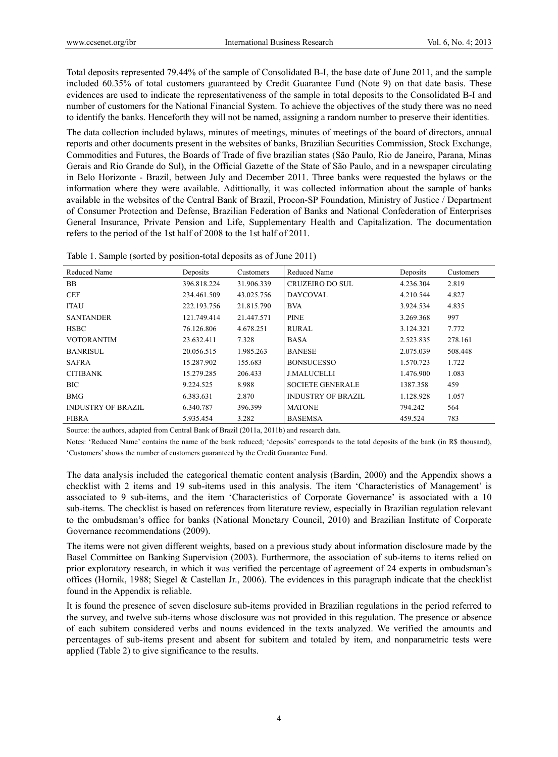Total deposits represented 79.44% of the sample of Consolidated B-I, the base date of June 2011, and the sample included 60.35% of total customers guaranteed by Credit Guarantee Fund (Note 9) on that date basis. These evidences are used to indicate the representativeness of the sample in total deposits to the Consolidated B-I and number of customers for the National Financial System. To achieve the objectives of the study there was no need to identify the banks. Henceforth they will not be named, assigning a random number to preserve their identities.

The data collection included bylaws, minutes of meetings, minutes of meetings of the board of directors, annual reports and other documents present in the websites of banks, Brazilian Securities Commission, Stock Exchange, Commodities and Futures, the Boards of Trade of five brazilian states (São Paulo, Rio de Janeiro, Parana, Minas Gerais and Rio Grande do Sul), in the Official Gazette of the State of São Paulo, and in a newspaper circulating in Belo Horizonte - Brazil, between July and December 2011. Three banks were requested the bylaws or the information where they were available. Adittionally, it was collected information about the sample of banks available in the websites of the Central Bank of Brazil, Procon-SP Foundation, Ministry of Justice / Department of Consumer Protection and Defense, Brazilian Federation of Banks and National Confederation of Enterprises General Insurance, Private Pension and Life, Supplementary Health and Capitalization. The documentation refers to the period of the 1st half of 2008 to the 1st half of 2011.

Table 1. Sample (sorted by position-total deposits as of June 2011)

| Reduced Name | Deposits | Customers | Reduced Name | Deposits | Customers |
|---|---|---|---|---|---|
| BB | 396.818.224 | 31.906.339 | CRUZEIRO DO SUL | 4.236.304 | 2.819 |
| CEF | 234.461.509 | 43.025.756 | DAYCOVAL | 4.210.544 | 4.827 |
| ITAU | 222.193.756 | 21.815.790 | BVA | 3.924.534 | 4.835 |
| SANTANDER | 121.749.414 | 21.447.571 | PINE | 3.269.368 | 997 |
| HSBC | 76.126.806 | 4.678.251 | RURAL | 3.124.321 | 7.772 |
| VOTORANTIM | 23.632.411 | 7.328 | BASA | 2.523.835 | 278.161 |
| BANRISUL | 20.056.515 | 1.985.263 | BANESE | 2.075.039 | 508.448 |
| SAFRA | 15.287.902 | 155.683 | BONSUCESSO | 1.570.723 | 1.722 |
| CITIBANK | 15.279.285 | 206.433 | J.MALUCELLI | 1.476.900 | 1.083 |
| BIC | 9.224.525 | 8.988 | SOCIETE GENERALE | 1387.358 | 459 |
| BMG | 6.383.631 | 2.870 | INDUSTRY OF BRAZIL | 1.128.928 | 1.057 |
| INDUSTRY OF BRAZIL | 6.340.787 | 396.399 | MATONE | 794.242 | 564 |
| FIBRA | 5.935.454 | 3.282 | BASEMSA | 459.524 | 783 |

Source: the authors, adapted from Central Bank of Brazil (2011a, 2011b) and research data.

Notes: 'Reduced Name' contains the name of the bank reduced; 'deposits' corresponds to the total deposits of the bank (in R$ thousand), 'Customers' shows the number of customers guaranteed by the Credit Guarantee Fund.

The data analysis included the categorical thematic content analysis (Bardin, 2000) and the Appendix shows a checklist with 2 items and 19 sub-items used in this analysis. The item 'Characteristics of Management' is associated to 9 sub-items, and the item 'Characteristics of Corporate Governance' is associated with a 10 sub-items. The checklist is based on references from literature review, especially in Brazilian regulation relevant to the ombudsman's office for banks (National Monetary Council, 2010) and Brazilian Institute of Corporate Governance recommendations (2009).

The items were not given different weights, based on a previous study about information disclosure made by the Basel Committee on Banking Supervision (2003). Furthermore, the association of sub-items to items relied on prior exploratory research, in which it was verified the percentage of agreement of 24 experts in ombudsman's offices (Hornik, 1988; Siegel & Castellan Jr., 2006). The evidences in this paragraph indicate that the checklist found in the Appendix is reliable.

It is found the presence of seven disclosure sub-items provided in Brazilian regulations in the period referred to the survey, and twelve sub-items whose disclosure was not provided in this regulation. The presence or absence of each subitem considered verbs and nouns evidenced in the texts analyzed. We verified the amounts and percentages of sub-items present and absent for subitem and totaled by item, and nonparametric tests were applied (Table 2) to give significance to the results.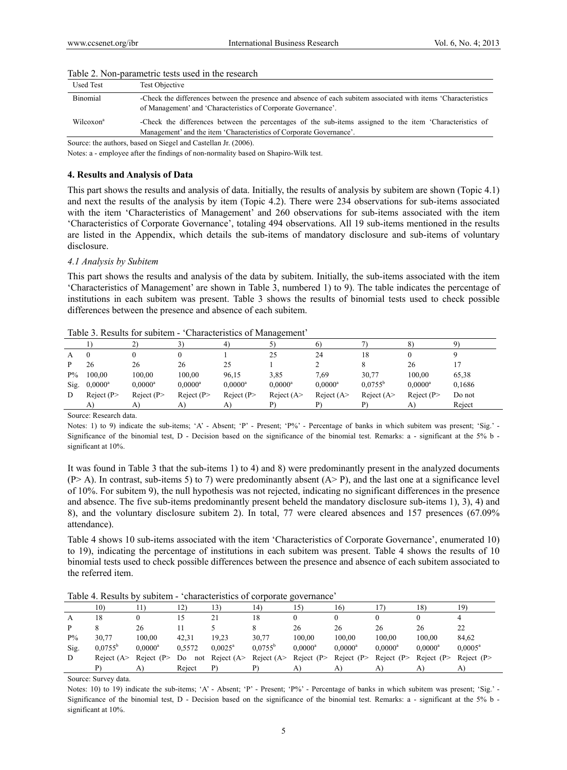Table 2. Non-parametric tests used in the research

| Used Test | Test Objective |
|---|---|
| Binomial | -Check the differences between the presence and absence of each subitem associated with items 'Characteristics of Management' and 'Characteristics of Corporate Governance'. |
| Wilcoxon[a] | -Check the differences between the percentages of the sub-items assigned to the item 'Characteristics of Management' and the item 'Characteristics of Corporate Governance'. |

Source: the authors, based on Siegel and Castellan Jr. (2006).

Notes: a - employee after the findings of non-normality based on Shapiro-Wilk test.

## 4. Results and Analysis of Data

This part shows the results and analysis of data. Initially, the results of analysis by subitem are shown (Topic 4.1) and next the results of the analysis by item (Topic 4.2). There were 234 observations for sub-items associated with the item 'Characteristics of Management' and 260 observations for sub-items associated with the item 'Characteristics of Corporate Governance', totaling 494 observations. All 19 sub-items mentioned in the results are listed in the Appendix, which details the sub-items of mandatory disclosure and sub-items of voluntary disclosure.

### *4.1 Analysis by Subitem*

This part shows the results and analysis of the data by subitem. Initially, the sub-items associated with the item 'Characteristics of Management' are shown in Table 3, numbered 1) to 9). The table indicates the percentage of institutions in each subitem was present. Table 3 shows the results of binomial tests used to check possible differences between the presence and absence of each subitem.

Table 3. Results for subitem - 'Characteristics of Management'

| | 1) | 2) | 3) | 4) | 5) | 6) | 7) | 8) | 9) |
|---|---|---|---|---|---|---|---|---|---|
| A | 0 | 0 | 0 | 1 | 25 | 24 | 18 | 0 | 9 |
| P | 26 | 26 | 26 | 25 | 1 | 2 | 8 | 26 | 17 |
| P% | 100,00 | 100,00 | 100,00 | 96,15 | 3,85 | 7,69 | 30,77 | 100,00 | 65,38 |
| Sig. | 0,0000[a] | 0,0000[a] | 0,0000[a] | 0,0000[a] | 0,0000[a] | 0,0000[a] | 0,0755[b] | 0,0000[a] | 0,1686 |
| D | Reject (P> A) | Reject (P> A) | Reject (P> A) | Reject (P> A) | Reject (A> P) | Reject (A> P) | Reject (A> P) | Reject (P> A) | Do not Reject |

Source: Research data.

Notes: 1) to 9) indicate the sub-items; 'A' - Absent; 'P' - Present; 'P%' - Percentage of banks in which subitem was present; 'Sig.' - Significance of the binomial test, D - Decision based on the significance of the binomial test. Remarks: a - significant at the 5% b - significant at 10%.

It was found in Table 3 that the sub-items 1) to 4) and 8) were predominantly present in the analyzed documents (P> A). In contrast, sub-items 5) to 7) were predominantly absent (A> P), and the last one at a significance level of 10%. For subitem 9), the null hypothesis was not rejected, indicating no significant differences in the presence and absence. The five sub-items predominantly present beheld the mandatory disclosure sub-items 1), 3), 4) and 8), and the voluntary disclosure subitem 2). In total, 77 were cleared absences and 157 presences (67.09% attendance).

Table 4 shows 10 sub-items associated with the item 'Characteristics of Corporate Governance', enumerated 10) to 19), indicating the percentage of institutions in each subitem was present. Table 4 shows the results of 10 binomial tests used to check possible differences between the presence and absence of each subitem associated to the referred item.

Table 4. Results by subitem - 'characteristics of corporate governance'

| | 10) | 11) | 12) | 13) | 14) | 15) | 16) | 17) | 18) | 19) |
|---|---|---|---|---|---|---|---|---|---|---|
| A | 18 | 0 | 15 | 21 | 18 | 0 | 0 | 0 | 0 | 4 |
| P | 8 | 26 | 11 | 5 | 8 | 26 | 26 | 26 | 26 | 22 |
| P% | 30,77 | 100,00 | 42,31 | 19,23 | 30,77 | 100,00 | 100,00 | 100,00 | 100,00 | 84,62 |
| Sig. | 0,0755[b] | 0,0000[a] | 0,5572 | 0,0025[a] | 0,0755[b] | 0,0000[a] | 0,0000[a] | 0,0000[a] | 0,0000[a] | 0,0005[a] |
| D | Reject (A> P) | Reject (P> A) | Do not Reject | Reject (A> P) | Reject (A> P) | Reject (P> A) | Reject (P> A) | Reject (P> A) | Reject (P> A) | Reject (P> A) |

Source: Survey data.

Notes: 10) to 19) indicate the sub-items; 'A' - Absent; 'P' - Present; 'P%' - Percentage of banks in which subitem was present; 'Sig.' - Significance of the binomial test, D - Decision based on the significance of the binomial test. Remarks: a - significant at the 5% b - significant at 10%.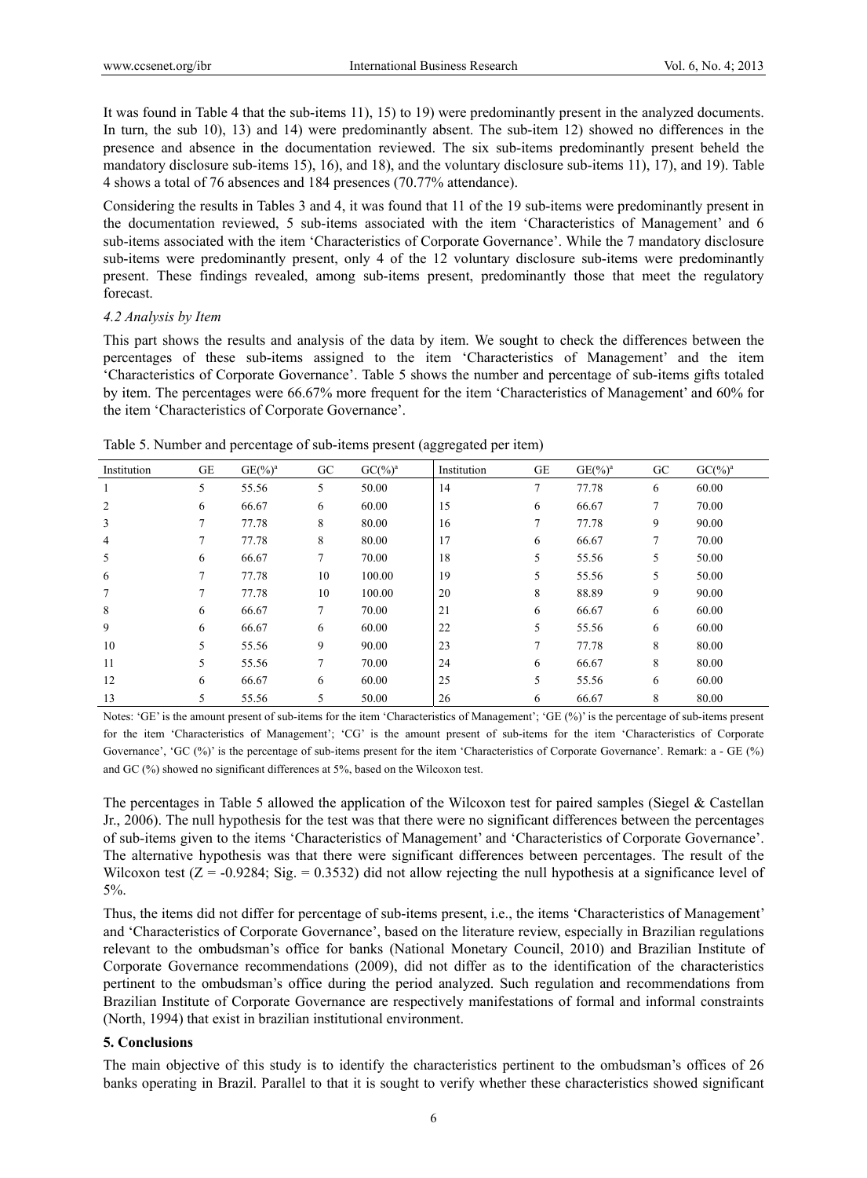It was found in Table 4 that the sub-items 11), 15) to 19) were predominantly present in the analyzed documents. In turn, the sub 10), 13) and 14) were predominantly absent. The sub-item 12) showed no differences in the presence and absence in the documentation reviewed. The six sub-items predominantly present beheld the mandatory disclosure sub-items 15), 16), and 18), and the voluntary disclosure sub-items 11), 17), and 19). Table 4 shows a total of 76 absences and 184 presences (70.77% attendance).

Considering the results in Tables 3 and 4, it was found that 11 of the 19 sub-items were predominantly present in the documentation reviewed, 5 sub-items associated with the item 'Characteristics of Management' and 6 sub-items associated with the item 'Characteristics of Corporate Governance'. While the 7 mandatory disclosure sub-items were predominantly present, only 4 of the 12 voluntary disclosure sub-items were predominantly present. These findings revealed, among sub-items present, predominantly those that meet the regulatory forecast.

*4.2 Analysis by Item*

This part shows the results and analysis of the data by item. We sought to check the differences between the percentages of these sub-items assigned to the item 'Characteristics of Management' and the item 'Characteristics of Corporate Governance'. Table 5 shows the number and percentage of sub-items gifts totaled by item. The percentages were 66.67% more frequent for the item 'Characteristics of Management' and 60% for the item 'Characteristics of Corporate Governance'.

Table 5. Number and percentage of sub-items present (aggregated per item)

| Institution | GE | GE(%)[a] | GC | GC(%)[a] | Institution | GE | GE(%)[a] | GC | GC(%)[a] |
|---|---|---|---|---|---|---|---|---|---|
| 1 | 5 | 55.56 | 5 | 50.00 | 14 | 7 | 77.78 | 6 | 60.00 |
| 2 | 6 | 66.67 | 6 | 60.00 | 15 | 6 | 66.67 | 7 | 70.00 |
| 3 | 7 | 77.78 | 8 | 80.00 | 16 | 7 | 77.78 | 9 | 90.00 |
| 4 | 7 | 77.78 | 8 | 80.00 | 17 | 6 | 66.67 | 7 | 70.00 |
| 5 | 6 | 66.67 | 7 | 70.00 | 18 | 5 | 55.56 | 5 | 50.00 |
| 6 | 7 | 77.78 | 10 | 100.00 | 19 | 5 | 55.56 | 5 | 50.00 |
| 7 | 7 | 77.78 | 10 | 100.00 | 20 | 8 | 88.89 | 9 | 90.00 |
| 8 | 6 | 66.67 | 7 | 70.00 | 21 | 6 | 66.67 | 6 | 60.00 |
| 9 | 6 | 66.67 | 6 | 60.00 | 22 | 5 | 55.56 | 6 | 60.00 |
| 10 | 5 | 55.56 | 9 | 90.00 | 23 | 7 | 77.78 | 8 | 80.00 |
| 11 | 5 | 55.56 | 7 | 70.00 | 24 | 6 | 66.67 | 8 | 80.00 |
| 12 | 6 | 66.67 | 6 | 60.00 | 25 | 5 | 55.56 | 6 | 60.00 |
| 13 | 5 | 55.56 | 5 | 50.00 | 26 | 6 | 66.67 | 8 | 80.00 |

Notes: 'GE' is the amount present of sub-items for the item 'Characteristics of Management'; 'GE (%)' is the percentage of sub-items present for the item 'Characteristics of Management'; 'CG' is the amount present of sub-items for the item 'Characteristics of Corporate Governance', 'GC (%)' is the percentage of sub-items present for the item 'Characteristics of Corporate Governance'. Remark: a - GE (%) and GC (%) showed no significant differences at 5%, based on the Wilcoxon test.

The percentages in Table 5 allowed the application of the Wilcoxon test for paired samples (Siegel & Castellan Jr., 2006). The null hypothesis for the test was that there were no significant differences between the percentages of sub-items given to the items 'Characteristics of Management' and 'Characteristics of Corporate Governance'. The alternative hypothesis was that there were significant differences between percentages. The result of the Wilcoxon test ($Z = -0.9284$; Sig. = 0.3532) did not allow rejecting the null hypothesis at a significance level of 5%.

Thus, the items did not differ for percentage of sub-items present, i.e., the items 'Characteristics of Management' and 'Characteristics of Corporate Governance', based on the literature review, especially in Brazilian regulations relevant to the ombudsman's office for banks (National Monetary Council, 2010) and Brazilian Institute of Corporate Governance recommendations (2009), did not differ as to the identification of the characteristics pertinent to the ombudsman's office during the period analyzed. Such regulation and recommendations from Brazilian Institute of Corporate Governance are respectively manifestations of formal and informal constraints (North, 1994) that exist in brazilian institutional environment.

## 5. Conclusions

The main objective of this study is to identify the characteristics pertinent to the ombudsman's offices of 26 banks operating in Brazil. Parallel to that it is sought to verify whether these characteristics showed significant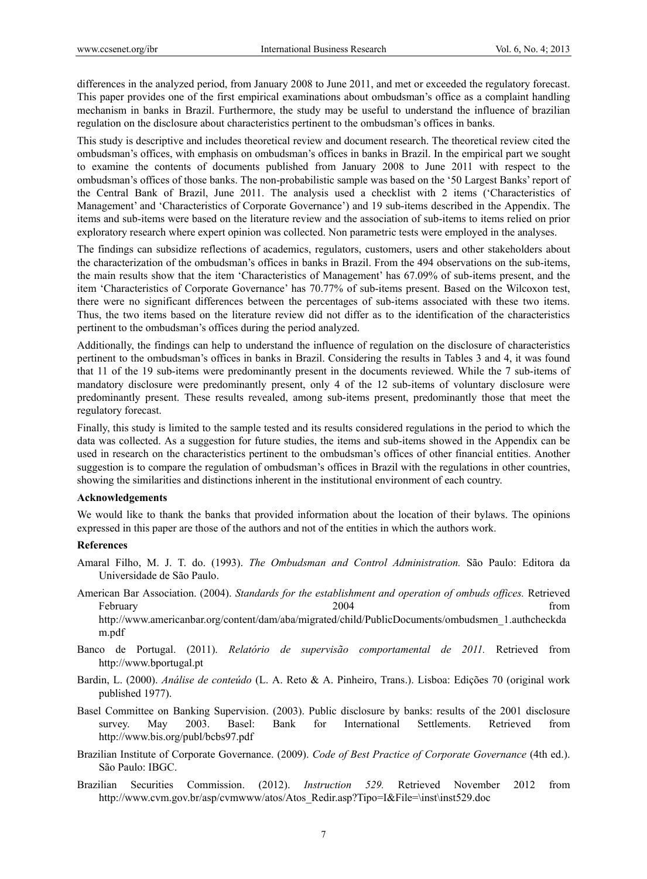differences in the analyzed period, from January 2008 to June 2011, and met or exceeded the regulatory forecast. This paper provides one of the first empirical examinations about ombudsman's office as a complaint handling mechanism in banks in Brazil. Furthermore, the study may be useful to understand the influence of brazilian regulation on the disclosure about characteristics pertinent to the ombudsman's offices in banks.

This study is descriptive and includes theoretical review and document research. The theoretical review cited the ombudsman's offices, with emphasis on ombudsman's offices in banks in Brazil. In the empirical part we sought to examine the contents of documents published from January 2008 to June 2011 with respect to the ombudsman's offices of those banks. The non-probabilistic sample was based on the '50 Largest Banks' report of the Central Bank of Brazil, June 2011. The analysis used a checklist with 2 items ('Characteristics of Management' and 'Characteristics of Corporate Governance') and 19 sub-items described in the Appendix. The items and sub-items were based on the literature review and the association of sub-items to items relied on prior exploratory research where expert opinion was collected. Non parametric tests were employed in the analyses.

The findings can subsidize reflections of academics, regulators, customers, users and other stakeholders about the characterization of the ombudsman's offices in banks in Brazil. From the 494 observations on the sub-items, the main results show that the item 'Characteristics of Management' has 67.09% of sub-items present, and the item 'Characteristics of Corporate Governance' has 70.77% of sub-items present. Based on the Wilcoxon test, there were no significant differences between the percentages of sub-items associated with these two items. Thus, the two items based on the literature review did not differ as to the identification of the characteristics pertinent to the ombudsman's offices during the period analyzed.

Additionally, the findings can help to understand the influence of regulation on the disclosure of characteristics pertinent to the ombudsman's offices in banks in Brazil. Considering the results in Tables 3 and 4, it was found that 11 of the 19 sub-items were predominantly present in the documents reviewed. While the 7 sub-items of mandatory disclosure were predominantly present, only 4 of the 12 sub-items of voluntary disclosure were predominantly present. These results revealed, among sub-items present, predominantly those that meet the regulatory forecast.

Finally, this study is limited to the sample tested and its results considered regulations in the period to which the data was collected. As a suggestion for future studies, the items and sub-items showed in the Appendix can be used in research on the characteristics pertinent to the ombudsman's offices of other financial entities. Another suggestion is to compare the regulation of ombudsman's offices in Brazil with the regulations in other countries, showing the similarities and distinctions inherent in the institutional environment of each country.

**Acknowledgements**

We would like to thank the banks that provided information about the location of their bylaws. The opinions expressed in this paper are those of the authors and not of the entities in which the authors work.

**References**

Amaral Filho, M. J. T. do. (1993). *The Ombudsman and Control Administration.* São Paulo: Editora da Universidade de São Paulo.

American Bar Association. (2004). *Standards for the establishment and operation of ombuds offices.* Retrieved February 2004 from http://www.americanbar.org/content/dam/aba/migrated/child/PublicDocuments/ombudsmen_1.authcheckdam.pdf

Banco de Portugal. (2011). *Relatório de supervisão comportamental de 2011.* Retrieved from http://www.bportugal.pt

Bardin, L. (2000). *Análise de conteúdo* (L. A. Reto & A. Pinheiro, Trans.). Lisboa: Edições 70 (original work published 1977).

Basel Committee on Banking Supervision. (2003). Public disclosure by banks: results of the 2001 disclosure survey. May 2003. Basel: Bank for International Settlements. Retrieved from http://www.bis.org/publ/bcbs97.pdf

Brazilian Institute of Corporate Governance. (2009). *Code of Best Practice of Corporate Governance* (4th ed.). São Paulo: IBGC.

Brazilian Securities Commission. (2012). *Instruction 529.* Retrieved November 2012 from http://www.cvm.gov.br/asp/cvmwww/atos/Atos_Redir.asp?Tipo=I&File=\inst\inst529.doc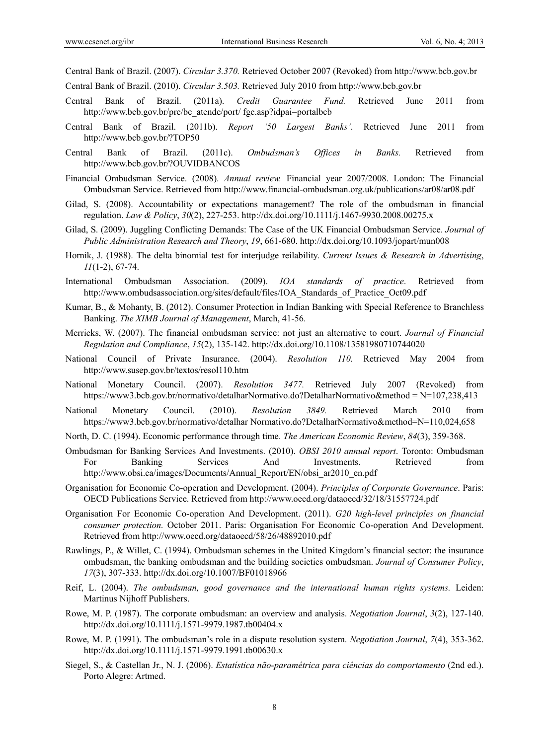Central Bank of Brazil. (2007). *Circular 3.370.* Retrieved October 2007 (Revoked) from http://www.bcb.gov.br

Central Bank of Brazil. (2010). *Circular 3.503.* Retrieved July 2010 from http://www.bcb.gov.br

Central Bank of Brazil. (2011a). *Credit Guarantee Fund.* Retrieved June 2011 from http://www.bcb.gov.br/pre/bc_atende/port/ fgc.asp?idpai=portalbcb

Central Bank of Brazil. (2011b). *Report '50 Largest Banks'.* Retrieved June 2011 from http://www.bcb.gov.br/?TOP50

Central Bank of Brazil. (2011c). *Ombudsman's Offices in Banks.* Retrieved from http://www.bcb.gov.br/?OUVIDBANCOS

Financial Ombudsman Service. (2008). *Annual review.* Financial year 2007/2008. London: The Financial Ombudsman Service. Retrieved from http://www.financial-ombudsman.org.uk/publications/ar08/ar08.pdf

Gilad, S. (2008). Accountability or expectations management? The role of the ombudsman in financial regulation. *Law & Policy*, *30*(2), 227-253. http://dx.doi.org/10.1111/j.1467-9930.2008.00275.x

Gilad, S. (2009). Juggling Conflicting Demands: The Case of the UK Financial Ombudsman Service. *Journal of Public Administration Research and Theory*, *19*, 661-680. http://dx.doi.org/10.1093/jopart/mun008

Hornik, J. (1988). The delta binomial test for interjudge reilability. *Current Issues & Research in Advertising*, *11*(1-2), 67-74.

International Ombudsman Association. (2009). *IOA standards of practice*. Retrieved from http://www.ombudsassociation.org/sites/default/files/IOA_Standards_of_Practice_Oct09.pdf

Kumar, B., & Mohanty, B. (2012). Consumer Protection in Indian Banking with Special Reference to Branchless Banking. *The XIMB Journal of Management*, March, 41-56.

Merricks, W. (2007). The financial ombudsman service: not just an alternative to court. *Journal of Financial Regulation and Compliance*, *15*(2), 135-142. http://dx.doi.org/10.1108/13581980710744020

National Council of Private Insurance. (2004). *Resolution 110.* Retrieved May 2004 from http://www.susep.gov.br/textos/resol110.htm

National Monetary Council. (2007). *Resolution 3477.* Retrieved July 2007 (Revoked) from https://www3.bcb.gov.br/normativo/detalharNormativo.do?DetalharNormativo&method = N=107,238,413

National Monetary Council. (2010). *Resolution 3849.* Retrieved March 2010 from https://www3.bcb.gov.br/normativo/detalhar Normativo.do?DetalharNormativo&method=N=110,024,658

North, D. C. (1994). Economic performance through time. *The American Economic Review*, *84*(3), 359-368.

Ombudsman for Banking Services And Investments. (2010). *OBSI 2010 annual report*. Toronto: Ombudsman For Banking Services And Investments. Retrieved from http://www.obsi.ca/images/Documents/Annual_Report/EN/obsi_ar2010_en.pdf

Organisation for Economic Co-operation and Development. (2004). *Principles of Corporate Governance*. Paris: OECD Publications Service. Retrieved from http://www.oecd.org/dataoecd/32/18/31557724.pdf

Organisation For Economic Co-operation And Development. (2011). *G20 high-level principles on financial consumer protection.* October 2011. Paris: Organisation For Economic Co-operation And Development. Retrieved from http://www.oecd.org/dataoecd/58/26/48892010.pdf

Rawlings, P., & Willet, C. (1994). Ombudsman schemes in the United Kingdom's financial sector: the insurance ombudsman, the banking ombudsman and the building societies ombudsman. *Journal of Consumer Policy*, *17*(3), 307-333. http://dx.doi.org/10.1007/BF01018966

Reif, L. (2004). *The ombudsman, good governance and the international human rights systems.* Leiden: Martinus Nijhoff Publishers.

Rowe, M. P. (1987). The corporate ombudsman: an overview and analysis. *Negotiation Journal*, *3*(2), 127-140. http://dx.doi.org/10.1111/j.1571-9979.1987.tb00404.x

Rowe, M. P. (1991). The ombudsman's role in a dispute resolution system. *Negotiation Journal*, *7*(4), 353-362. http://dx.doi.org/10.1111/j.1571-9979.1991.tb00630.x

Siegel, S., & Castellan Jr., N. J. (2006). *Estatística não-paramétrica para ciências do comportamento* (2nd ed.). Porto Alegre: Artmed.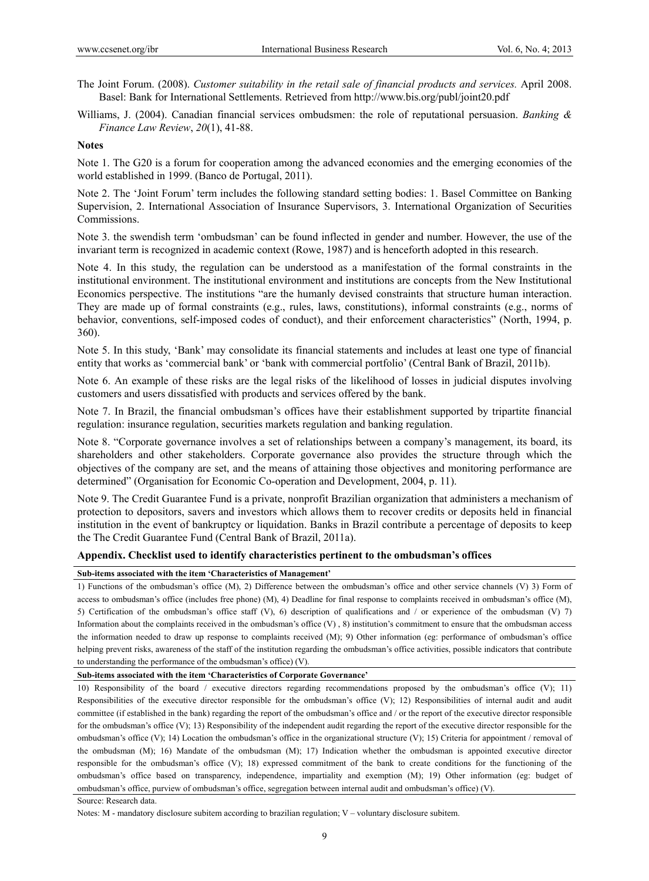The Joint Forum. (2008). *Customer suitability in the retail sale of financial products and services.* April 2008. Basel: Bank for International Settlements. Retrieved from http://www.bis.org/publ/joint20.pdf

Williams, J. (2004). Canadian financial services ombudsmen: the role of reputational persuasion. *Banking & Finance Law Review*, *20*(1), 41-88.

**Notes**

Note 1. The G20 is a forum for cooperation among the advanced economies and the emerging economies of the world established in 1999. (Banco de Portugal, 2011).

Note 2. The 'Joint Forum' term includes the following standard setting bodies: 1. Basel Committee on Banking Supervision, 2. International Association of Insurance Supervisors, 3. International Organization of Securities Commissions.

Note 3. the swendish term 'ombudsman' can be found inflected in gender and number. However, the use of the invariant term is recognized in academic context (Rowe, 1987) and is henceforth adopted in this research.

Note 4. In this study, the regulation can be understood as a manifestation of the formal constraints in the institutional environment. The institutional environment and institutions are concepts from the New Institutional Economics perspective. The institutions "are the humanly devised constraints that structure human interaction. They are made up of formal constraints (e.g., rules, laws, constitutions), informal constraints (e.g., norms of behavior, conventions, self-imposed codes of conduct), and their enforcement characteristics" (North, 1994, p. 360).

Note 5. In this study, 'Bank' may consolidate its financial statements and includes at least one type of financial entity that works as 'commercial bank' or 'bank with commercial portfolio' (Central Bank of Brazil, 2011b).

Note 6. An example of these risks are the legal risks of the likelihood of losses in judicial disputes involving customers and users dissatisfied with products and services offered by the bank.

Note 7. In Brazil, the financial ombudsman's offices have their establishment supported by tripartite financial regulation: insurance regulation, securities markets regulation and banking regulation.

Note 8. "Corporate governance involves a set of relationships between a company's management, its board, its shareholders and other stakeholders. Corporate governance also provides the structure through which the objectives of the company are set, and the means of attaining those objectives and monitoring performance are determined" (Organisation for Economic Co-operation and Development, 2004, p. 11).

Note 9. The Credit Guarantee Fund is a private, nonprofit Brazilian organization that administers a mechanism of protection to depositors, savers and investors which allows them to recover credits or deposits held in financial institution in the event of bankruptcy or liquidation. Banks in Brazil contribute a percentage of deposits to keep the The Credit Guarantee Fund (Central Bank of Brazil, 2011a).

**Appendix. Checklist used to identify characteristics pertinent to the ombudsman's offices**

| |
|---|
| **Sub-items associated with the item 'Characteristics of Management'** |
| 1) Functions of the ombudsman's office (M), 2) Difference between the ombudsman's office and other service channels (V) 3) Form of access to ombudsman's office (includes free phone) (M), 4) Deadline for final response to complaints received in ombudsman's office (M), 5) Certification of the ombudsman's office staff (V), 6) description of qualifications and / or experience of the ombudsman (V) 7) Information about the complaints received in the ombudsman's office (V) , 8) institution's commitment to ensure that the ombudsman access the information needed to draw up response to complaints received (M); 9) Other information (eg: performance of ombudsman's office helping prevent risks, awareness of the staff of the institution regarding the ombudsman's office activities, possible indicators that contribute to understanding the performance of the ombudsman's office) (V). |
| **Sub-items associated with the item 'Characteristics of Corporate Governance'** |
| 10) Responsibility of the board / executive directors regarding recommendations proposed by the ombudsman's office (V); 11) Responsibilities of the executive director responsible for the ombudsman's office (V); 12) Responsibilities of internal audit and audit committee (if established in the bank) regarding the report of the ombudsman's office and / or the report of the executive director responsible for the ombudsman's office (V); 13) Responsibility of the independent audit regarding the report of the executive director responsible for the ombudsman's office (V); 14) Location the ombudsman's office in the organizational structure (V); 15) Criteria for appointment / removal of the ombudsman (M); 16) Mandate of the ombudsman (M); 17) Indication whether the ombudsman is appointed executive director responsible for the ombudsman's office (V); 18) expressed commitment of the bank to create conditions for the functioning of the ombudsman's office based on transparency, independence, impartiality and exemption (M); 19) Other information (eg: budget of ombudsman's office, purview of ombudsman's office, segregation between internal audit and ombudsman's office) (V). |

Source: Research data.

Notes: M - mandatory disclosure subitem according to brazilian regulation; V – voluntary disclosure subitem.